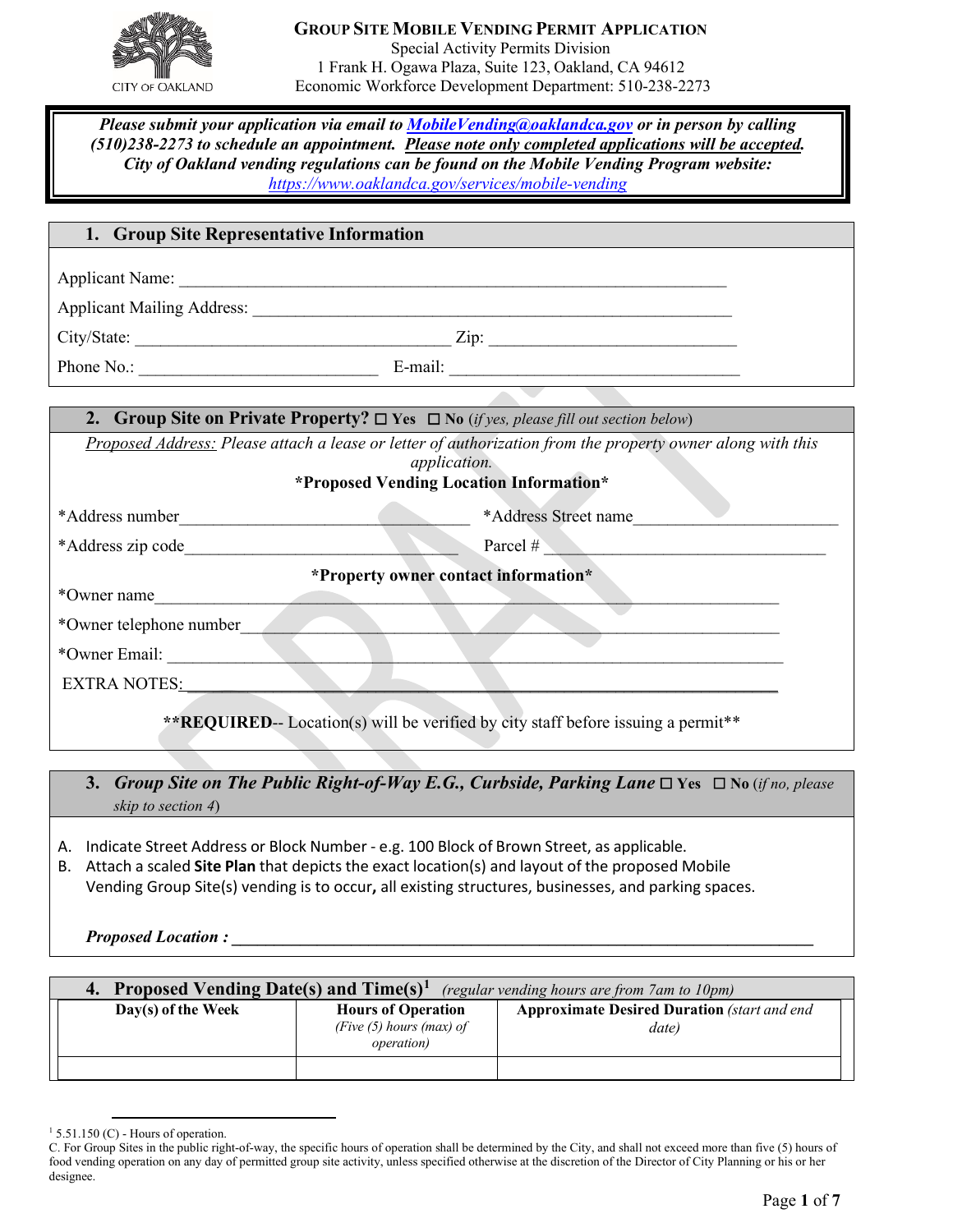CITY OF OAKLAND

# GROUP SITE MOBILE VENDING PERMIT APPLICATION

Special Activity Permits Division
1 Frank H. Ogawa Plaza, Suite 123, Oakland, CA 94612
Economic Workforce Development Department: 510-238-2273

***Please submit your application via email to MobileVending@oaklandca.gov or in person by calling (510)238-2273 to schedule an appointment. Please note only completed applications will be accepted. City of Oakland vending regulations can be found on the Mobile Vending Program website: https://www.oaklandca.gov/services/mobile-vending***

## 1. Group Site Representative Information

Applicant Name: ___________________________________________________________

Applicant Mailing Address: _______________________________________________________

City/State: ____________________________________ Zip: ____________________________

Phone No.: ___________________________ E-mail: _________________________________

## 2. Group Site on Private Property? ☐ Yes ☐ No (*if yes, please fill out section below*)

*Proposed Address: Please attach a lease or letter of authorization from the property owner along with this application.*

**\*Proposed Vending Location Information\***

\*Address number________________________________ \*Address Street name_______________________

\*Address zip code_______________________________ Parcel # _______________________________

**\*Property owner contact information\***

\*Owner name_____________________________________________________________________

\*Owner telephone number____________________________________________________________

\*Owner Email: ____________________________________________________________________

EXTRA NOTES:______________________________________________________________________

**\*\*REQUIRED**-- Location(s) will be verified by city staff before issuing a permit\*\*

## 3. *Group Site on The Public Right-of-Way E.G., Curbside, Parking Lane* ☐ Yes ☐ No (*if no, please skip to section 4*)

A. Indicate Street Address or Block Number - e.g. 100 Block of Brown Street, as applicable.
B. Attach a scaled **Site Plan** that depicts the exact location(s) and layout of the proposed Mobile Vending Group Site(s) vending is to occur**,** all existing structures, businesses, and parking spaces.

***Proposed Location :*** ___________________________________________________________________

## 4. Proposed Vending Date(s) and Time(s)[1] *(regular vending hours are from 7am to 10pm)*

| Day(s) of the Week | Hours of Operation *(Five (5) hours (max) of operation)* | Approximate Desired Duration *(start and end date)* |
|---|---|---|
| | | |

[1] 5.51.150 (C) - Hours of operation.
C. For Group Sites in the public right-of-way, the specific hours of operation shall be determined by the City, and shall not exceed more than five (5) hours of food vending operation on any day of permitted group site activity, unless specified otherwise at the discretion of the Director of City Planning or his or her designee.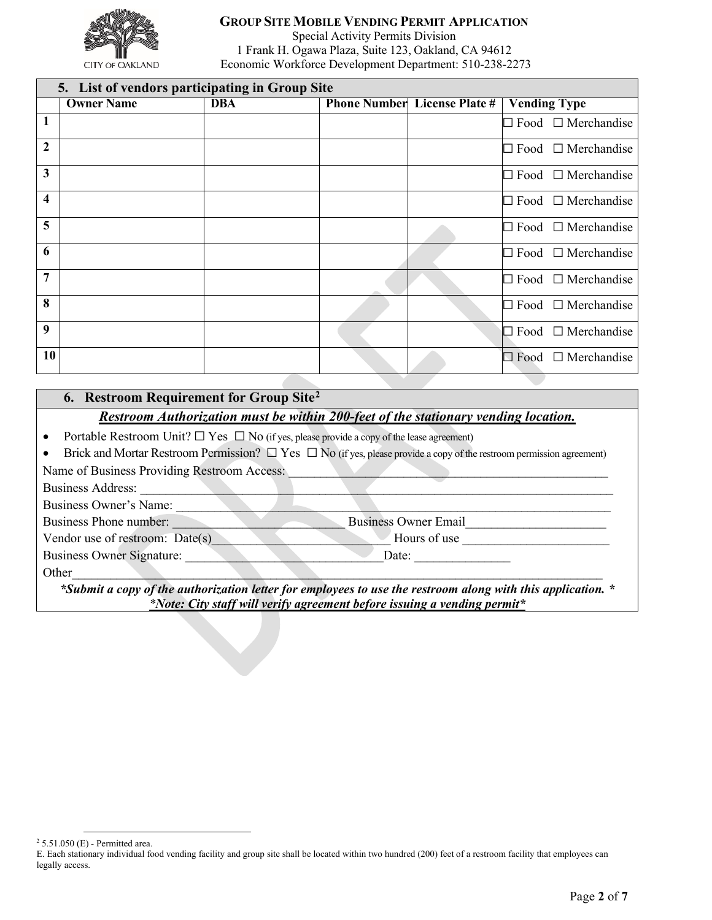**GROUP SITE MOBILE VENDING PERMIT APPLICATION**
Special Activity Permits Division
1 Frank H. Ogawa Plaza, Suite 123, Oakland, CA 94612
Economic Workforce Development Department: 510-238-2273

## 5. List of vendors participating in Group Site

| | Owner Name | DBA | Phone Number | License Plate # | Vending Type |
|---|---|---|---|---|---|
| 1 | | | | | ☐ Food ☐ Merchandise |
| 2 | | | | | ☐ Food ☐ Merchandise |
| 3 | | | | | ☐ Food ☐ Merchandise |
| 4 | | | | | ☐ Food ☐ Merchandise |
| 5 | | | | | ☐ Food ☐ Merchandise |
| 6 | | | | | ☐ Food ☐ Merchandise |
| 7 | | | | | ☐ Food ☐ Merchandise |
| 8 | | | | | ☐ Food ☐ Merchandise |
| 9 | | | | | ☐ Food ☐ Merchandise |
| 10 | | | | | ☐ Food ☐ Merchandise |

## 6. Restroom Requirement for Group Site[2]

***Restroom Authorization must be within 200-feet of the stationary vending location.***

- Portable Restroom Unit? ☐ Yes ☐ No (if yes, please provide a copy of the lease agreement)
- Brick and Mortar Restroom Permission? ☐ Yes ☐ No (if yes, please provide a copy of the restroom permission agreement)

Name of Business Providing Restroom Access: ____________________________________________

Business Address: ______________________________________________________________________

Business Owner's Name: _________________________________________________________________

Business Phone number: _________________________ Business Owner Email____________________

Vendor use of restroom: Date(s)__________________________ Hours of use _____________________

Business Owner Signature: _____________________________Date: ______________

Other_____________________________________________________________________________

***Submit a copy of the authorization letter for employees to use the restroom along with this application.***

***Note: City staff will verify agreement before issuing a vending permit***

---

[2] 5.51.050 (E) - Permitted area.
E. Each stationary individual food vending facility and group site shall be located within two hundred (200) feet of a restroom facility that employees can legally access.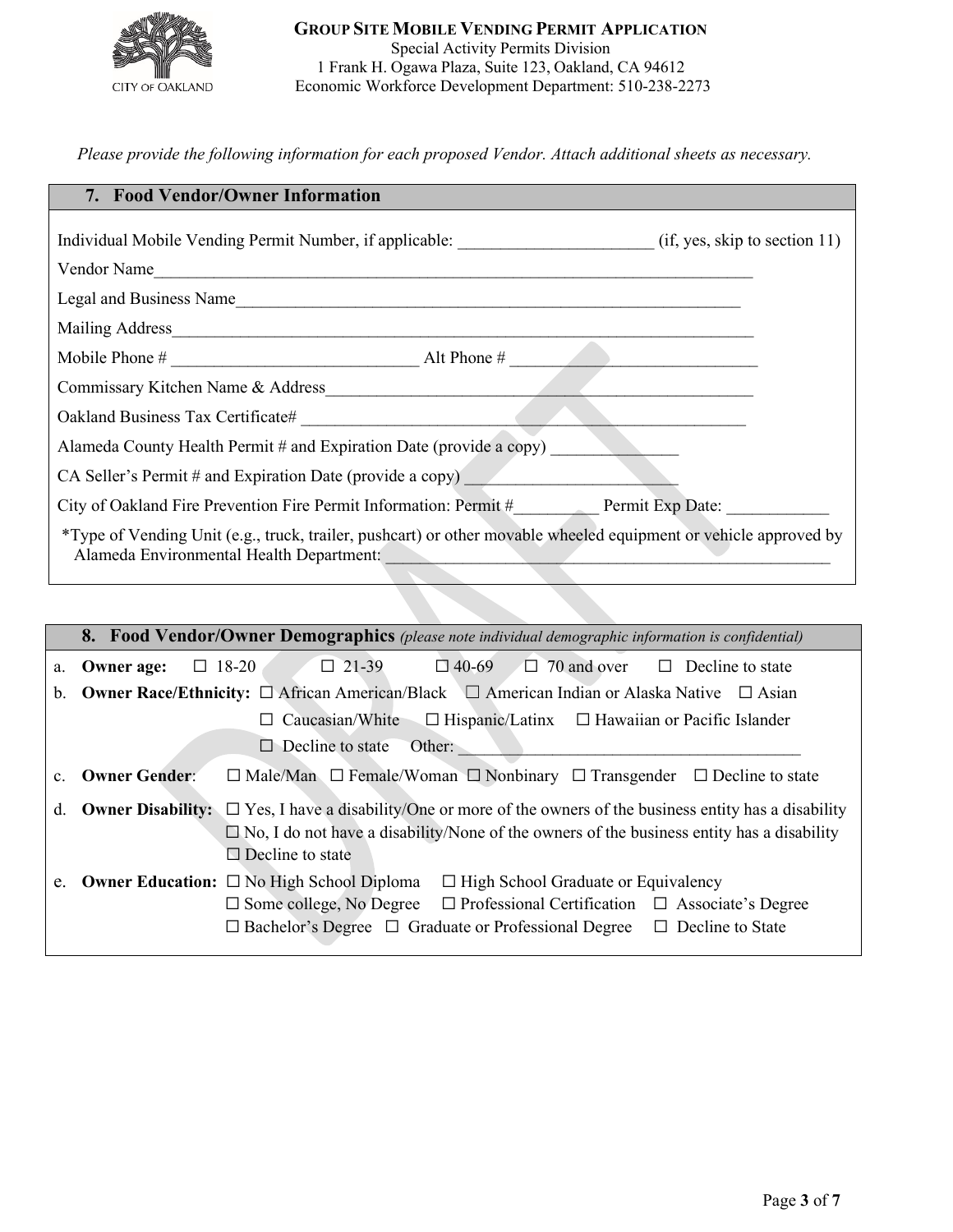**GROUP SITE MOBILE VENDING PERMIT APPLICATION**
Special Activity Permits Division
1 Frank H. Ogawa Plaza, Suite 123, Oakland, CA 94612
Economic Workforce Development Department: 510-238-2273

*Please provide the following information for each proposed Vendor. Attach additional sheets as necessary.*

## 7. Food Vendor/Owner Information

Individual Mobile Vending Permit Number, if applicable: _______________________ (if, yes, skip to section 11)

Vendor Name___________________________________________________________________________

Legal and Business Name______________________________________________________________

Mailing Address_________________________________________________________________________

Mobile Phone # _____________________________ Alt Phone # ______________________________

Commissary Kitchen Name & Address______________________________________________________

Oakland Business Tax Certificate# ______________________________________________________

Alameda County Health Permit # and Expiration Date (provide a copy) _______________

CA Seller's Permit # and Expiration Date (provide a copy) _________________________

City of Oakland Fire Prevention Fire Permit Information: Permit #__________ Permit Exp Date: ____________

*Type of Vending Unit (e.g., truck, trailer, pushcart) or other movable wheeled equipment or vehicle approved by Alameda Environmental Health Department: ______________________________________________________

## 8. Food Vendor/Owner Demographics *(please note individual demographic information is confidential)*

a. **Owner age:** ☐ 18-20 ☐ 21-39 ☐ 40-69 ☐ 70 and over ☐ Decline to state

b. **Owner Race/Ethnicity:** ☐ African American/Black ☐ American Indian or Alaska Native ☐ Asian ☐ Caucasian/White ☐ Hispanic/Latinx ☐ Hawaiian or Pacific Islander ☐ Decline to state Other: ________________________________________

c. **Owner Gender**: ☐ Male/Man ☐ Female/Woman ☐ Nonbinary ☐ Transgender ☐ Decline to state

d. **Owner Disability:** ☐ Yes, I have a disability/One or more of the owners of the business entity has a disability
☐ No, I do not have a disability/None of the owners of the business entity has a disability
☐ Decline to state

e. **Owner Education:** ☐ No High School Diploma ☐ High School Graduate or Equivalency
☐ Some college, No Degree ☐ Professional Certification ☐ Associate's Degree
☐ Bachelor's Degree ☐ Graduate or Professional Degree ☐ Decline to State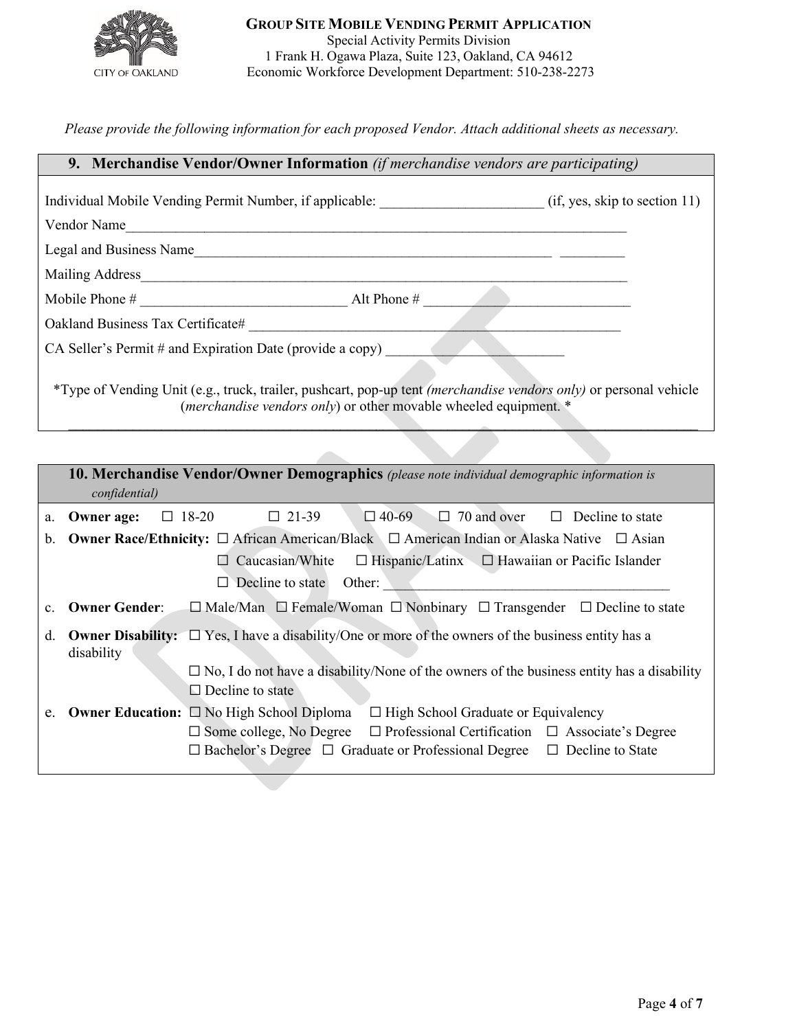**GROUP SITE MOBILE VENDING PERMIT APPLICATION**
Special Activity Permits Division
1 Frank H. Ogawa Plaza, Suite 123, Oakland, CA 94612
Economic Workforce Development Department: 510-238-2273

*Please provide the following information for each proposed Vendor. Attach additional sheets as necessary.*

## 9. Merchandise Vendor/Owner Information *(if merchandise vendors are participating)*

Individual Mobile Vending Permit Number, if applicable: ______________________ (if, yes, skip to section 11)

Vendor Name_________________________________________________________________________

Legal and Business Name____________________________________________________ _________

Mailing Address_______________________________________________________________________

Mobile Phone # ____________________________ Alt Phone # ______________________________

Oakland Business Tax Certificate# ____________________________________________________

CA Seller's Permit # and Expiration Date (provide a copy) _________________________

*Type of Vending Unit (e.g., truck, trailer, pushcart, pop-up tent *(merchandise vendors only)* or personal vehicle (*merchandise vendors only*) or other movable wheeled equipment. *

_____________________________________________________________________________________

## 10. Merchandise Vendor/Owner Demographics *(please note individual demographic information is confidential)*

a. **Owner age:** ☐ 18-20 ☐ 21-39 ☐ 40-69 ☐ 70 and over ☐ Decline to state

b. **Owner Race/Ethnicity:** ☐ African American/Black ☐ American Indian or Alaska Native ☐ Asian ☐ Caucasian/White ☐ Hispanic/Latinx ☐ Hawaiian or Pacific Islander ☐ Decline to state Other: ________________________________________

c. **Owner Gender**: ☐ Male/Man ☐ Female/Woman ☐ Nonbinary ☐ Transgender ☐ Decline to state

d. **Owner Disability:** ☐ Yes, I have a disability/One or more of the owners of the business entity has a disability
☐ No, I do not have a disability/None of the owners of the business entity has a disability
☐ Decline to state

e. **Owner Education:** ☐ No High School Diploma ☐ High School Graduate or Equivalency
☐ Some college, No Degree ☐ Professional Certification ☐ Associate's Degree
☐ Bachelor's Degree ☐ Graduate or Professional Degree ☐ Decline to State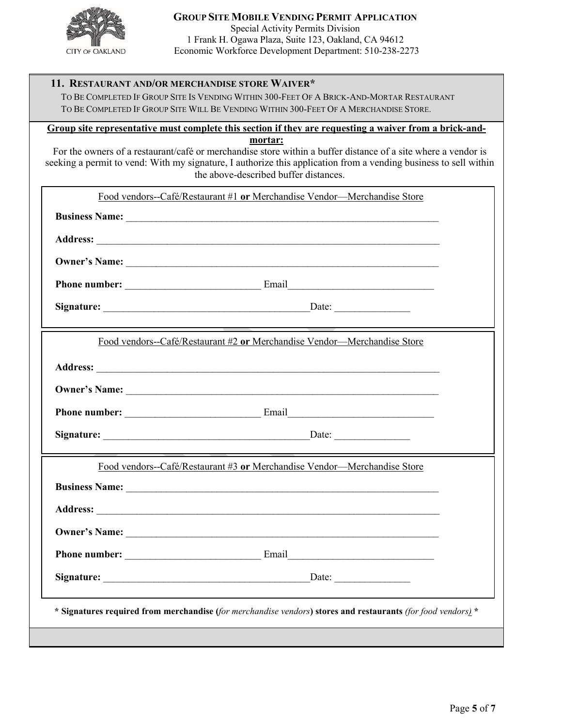**GROUP SITE MOBILE VENDING PERMIT APPLICATION**
Special Activity Permits Division
1 Frank H. Ogawa Plaza, Suite 123, Oakland, CA 94612
Economic Workforce Development Department: 510-238-2273

## 11. RESTAURANT AND/OR MERCHANDISE STORE WAIVER*

TO BE COMPLETED IF GROUP SITE IS VENDING WITHIN 300-FEET OF A BRICK-AND-MORTAR RESTAURANT
TO BE COMPLETED IF GROUP SITE WILL BE VENDING WITHIN 300-FEET OF A MERCHANDISE STORE.

**Group site representative must complete this section if they are requesting a waiver from a brick-and-mortar:**

For the owners of a restaurant/café or merchandise store within a buffer distance of a site where a vendor is seeking a permit to vend: With my signature, I authorize this application from a vending business to sell within the above-described buffer distances.

Food vendors--Café/Restaurant #1 **or** Merchandise Vendor—Merchandise Store

**Business Name:** ____________________

**Address:** ____________________

**Owner's Name:** ____________________

**Phone number:** ____________________ Email____________________

**Signature:** ____________________ Date: ____________

Food vendors--Café/Restaurant #2 **or** Merchandise Vendor—Merchandise Store

**Address:** ____________________

**Owner's Name:** ____________________

**Phone number:** ____________________ Email____________________

**Signature:** ____________________ Date: ____________

Food vendors--Café/Restaurant #3 **or** Merchandise Vendor—Merchandise Store

**Business Name:** ____________________

**Address:** ____________________

**Owner's Name:** ____________________

**Phone number:** ____________________ Email____________________

**Signature:** ____________________ Date: ____________

**\* Signatures required from merchandise (***for merchandise vendors***) stores and restaurants** *(for food vendors)* **\***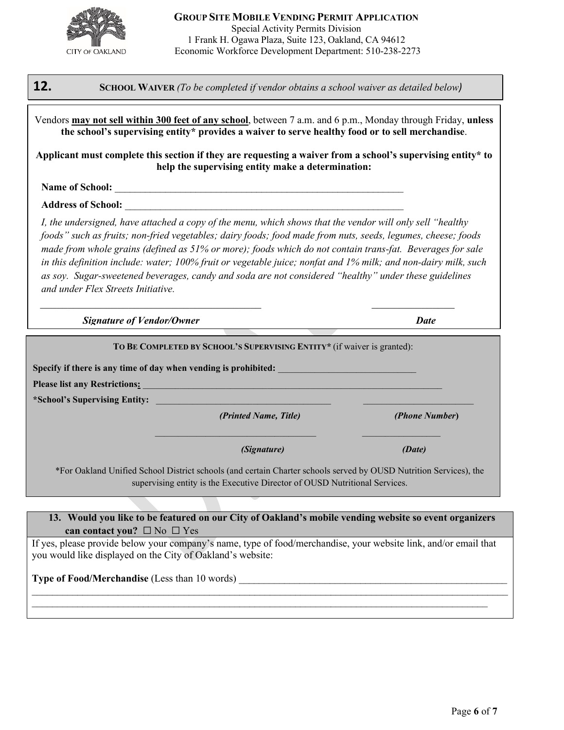**GROUP SITE MOBILE VENDING PERMIT APPLICATION**
Special Activity Permits Division
1 Frank H. Ogawa Plaza, Suite 123, Oakland, CA 94612
Economic Workforce Development Department: 510-238-2273

## 12. SCHOOL WAIVER *(To be completed if vendor obtains a school waiver as detailed below)*

Vendors **may not sell within 300 feet of any school**, between 7 a.m. and 6 p.m., Monday through Friday, **unless the school's supervising entity\* provides a waiver to serve healthy food or to sell merchandise**.

**Applicant must complete this section if they are requesting a waiver from a school's supervising entity\* to help the supervising entity make a determination:**

**Name of School:** ____________________________________________________________

**Address of School:** __________________________________________________________

*I, the undersigned, have attached a copy of the menu, which shows that the vendor will only sell "healthy foods" such as fruits; non-fried vegetables; dairy foods; food made from nuts, seeds, legumes, cheese; foods made from whole grains (defined as 51% or more); foods which do not contain trans-fat. Beverages for sale in this definition include: water; 100% fruit or vegetable juice; nonfat and 1% milk; and non-dairy milk, such as soy. Sugar-sweetened beverages, candy and soda are not considered "healthy" under these guidelines and under Flex Streets Initiative.*

______________________________________________ ________________

***Signature of Vendor/Owner*** ***Date***

**TO BE COMPLETED BY SCHOOL'S SUPERVISING ENTITY\*** (if waiver is granted):

**Specify if there is any time of day when vending is prohibited:** ______________________________

**Please list any Restrictions:** ______________________________________________________________

**\*School's Supervising Entity:** ____________________________________ _______________________

***(Printed Name, Title)*** ***(Phone Number)***

____________________________________ ________________

***(Signature)*** ***(Date)***

\*For Oakland Unified School District schools (and certain Charter schools served by OUSD Nutrition Services), the supervising entity is the Executive Director of OUSD Nutritional Services.

## 13. Would you like to be featured on our City of Oakland's mobile vending website so event organizers can contact you? ☐ No ☐ Yes

If yes, please provide below your company's name, type of food/merchandise, your website link, and/or email that you would like displayed on the City of Oakland's website:

**Type of Food/Merchandise** (Less than 10 words) ______________________________________________________

____________________________________________________________________________________________

____________________________________________________________________________________________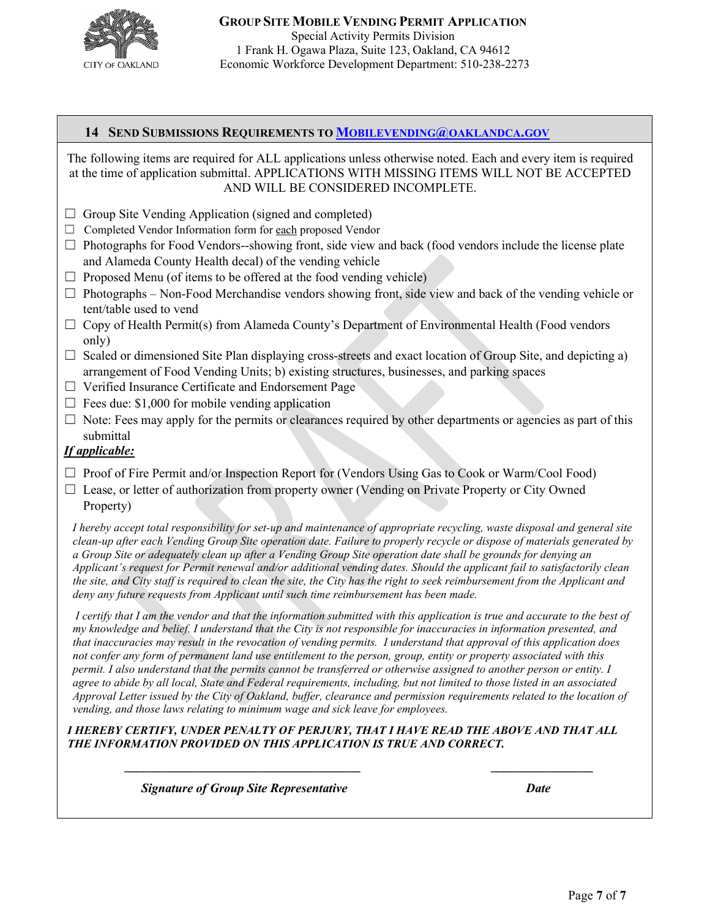# GROUP SITE MOBILE VENDING PERMIT APPLICATION

Special Activity Permits Division
1 Frank H. Ogawa Plaza, Suite 123, Oakland, CA 94612
Economic Workforce Development Department: 510-238-2273

## 14 SEND SUBMISSIONS REQUIREMENTS TO MOBILEVENDING@OAKLANDCA.GOV

The following items are required for ALL applications unless otherwise noted. Each and every item is required at the time of application submittal. APPLICATIONS WITH MISSING ITEMS WILL NOT BE ACCEPTED AND WILL BE CONSIDERED INCOMPLETE.

- ☐ Group Site Vending Application (signed and completed)
- ☐ Completed Vendor Information form for each proposed Vendor
- ☐ Photographs for Food Vendors--showing front, side view and back (food vendors include the license plate and Alameda County Health decal) of the vending vehicle
- ☐ Proposed Menu (of items to be offered at the food vending vehicle)
- ☐ Photographs – Non-Food Merchandise vendors showing front, side view and back of the vending vehicle or tent/table used to vend
- ☐ Copy of Health Permit(s) from Alameda County's Department of Environmental Health (Food vendors only)
- ☐ Scaled or dimensioned Site Plan displaying cross-streets and exact location of Group Site, and depicting a) arrangement of Food Vending Units; b) existing structures, businesses, and parking spaces
- ☐ Verified Insurance Certificate and Endorsement Page
- ☐ Fees due: $1,000 for mobile vending application
- ☐ Note: Fees may apply for the permits or clearances required by other departments or agencies as part of this submittal

***If applicable:***

- ☐ Proof of Fire Permit and/or Inspection Report for (Vendors Using Gas to Cook or Warm/Cool Food)
- ☐ Lease, or letter of authorization from property owner (Vending on Private Property or City Owned Property)

*I hereby accept total responsibility for set-up and maintenance of appropriate recycling, waste disposal and general site clean-up after each Vending Group Site operation date. Failure to properly recycle or dispose of materials generated by a Group Site or adequately clean up after a Vending Group Site operation date shall be grounds for denying an Applicant's request for Permit renewal and/or additional vending dates. Should the applicant fail to satisfactorily clean the site, and City staff is required to clean the site, the City has the right to seek reimbursement from the Applicant and deny any future requests from Applicant until such time reimbursement has been made.*

*I certify that I am the vendor and that the information submitted with this application is true and accurate to the best of my knowledge and belief. I understand that the City is not responsible for inaccuracies in information presented, and that inaccuracies may result in the revocation of vending permits. I understand that approval of this application does not confer any form of permanent land use entitlement to the person, group, entity or property associated with this permit. I also understand that the permits cannot be transferred or otherwise assigned to another person or entity. I agree to abide by all local, State and Federal requirements, including, but not limited to those listed in an associated Approval Letter issued by the City of Oakland, buffer, clearance and permission requirements related to the location of vending, and those laws relating to minimum wage and sick leave for employees.*

***I HEREBY CERTIFY, UNDER PENALTY OF PERJURY, THAT I HAVE READ THE ABOVE AND THAT ALL THE INFORMATION PROVIDED ON THIS APPLICATION IS TRUE AND CORRECT.***

\_\_\_\_\_\_\_\_\_\_\_\_\_\_\_\_\_\_\_\_\_\_\_\_\_\_\_\_\_\_\_\_\_\_\_\_\_\_ \_\_\_\_\_\_\_\_\_\_\_\_\_\_\_\_

***Signature of Group Site Representative*** ***Date***